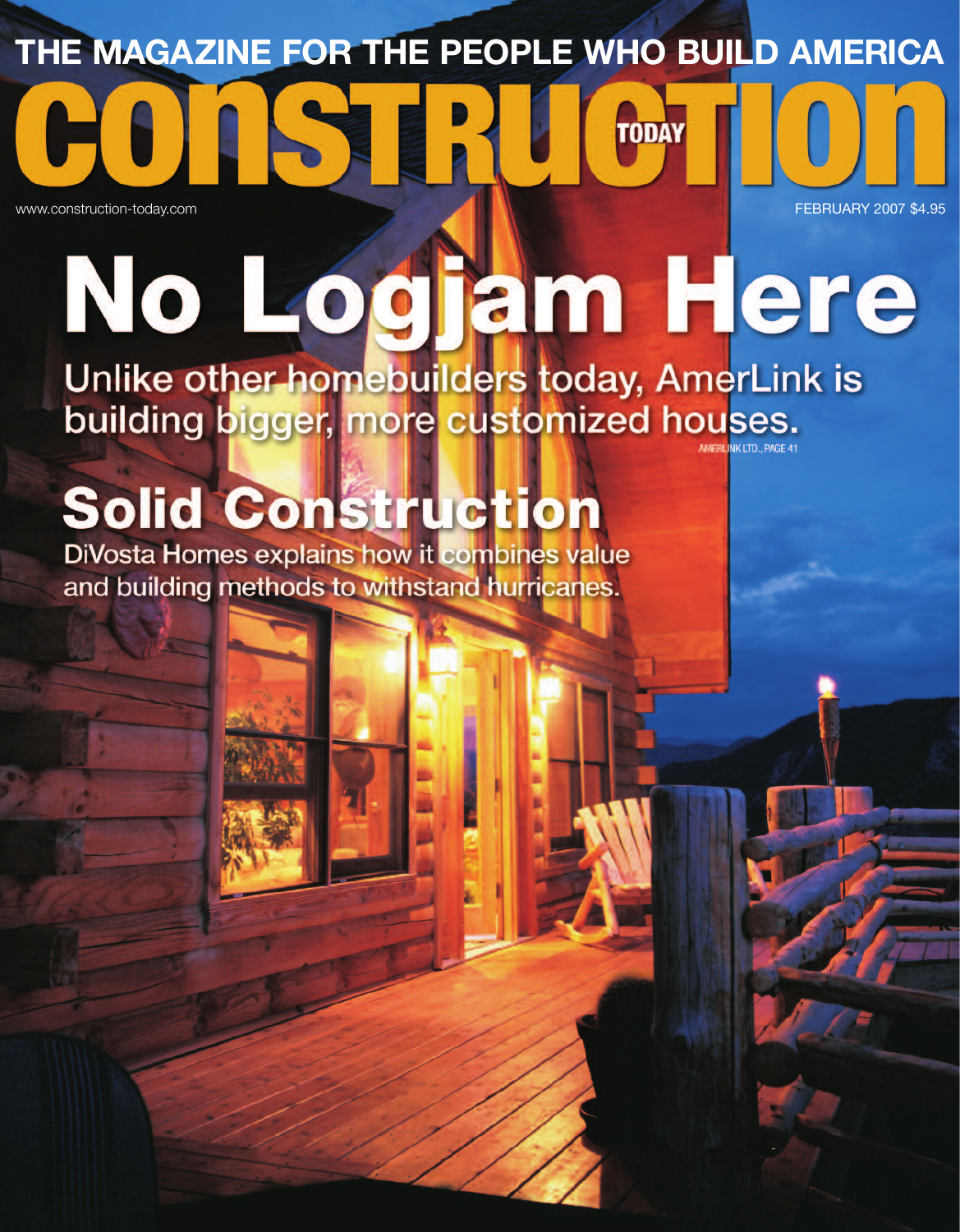THE MAGAZINE FOR THE PEOPLE WHO BUILD AMERICA

# CONSTRUCTION TODAY

www.construction-today.com

FEBRUARY 2007 $4.95

## No Logjam Here

Unlike other homebuilders today, AmerLink is building bigger, more customized houses.

AMERLINK LTD., PAGE 41

## Solid Construction

DiVosta Homes explains how it combines value and building methods to withstand hurricanes.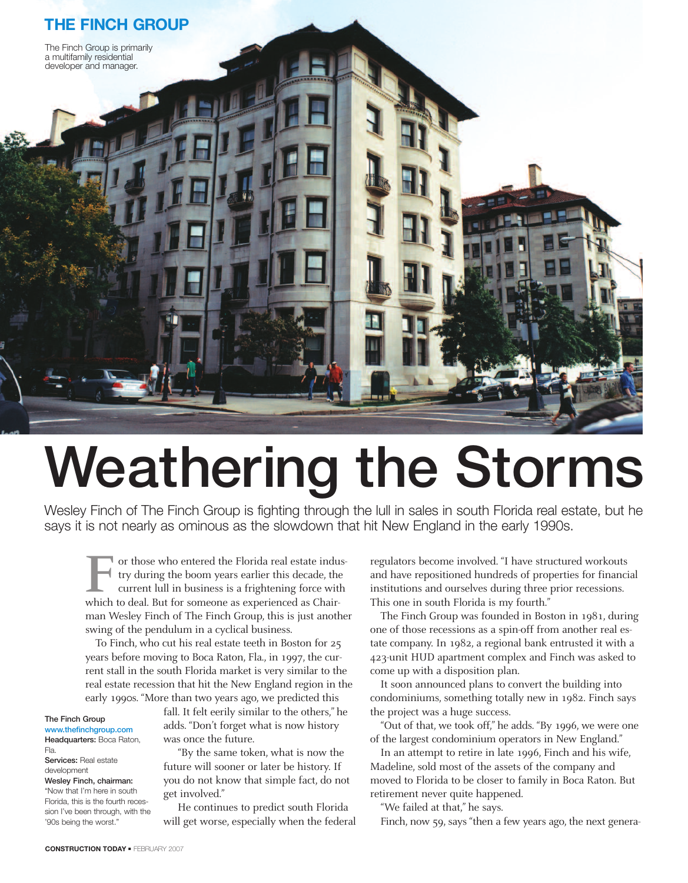## THE FINCH GROUP

The Finch Group is primarily a multifamily residential developer and manager.

# Weathering the Storms

Wesley Finch of The Finch Group is fighting through the lull in sales in south Florida real estate, but he says it is not nearly as ominous as the slowdown that hit New England in the early 1990s.

For those who entered the Florida real estate industry during the boom years earlier this decade, the current lull in business is a frightening force with which to deal. But for someone as experienced as Chairman Wesley Finch of The Finch Group, this is just another swing of the pendulum in a cyclical business.

To Finch, who cut his real estate teeth in Boston for 25 years before moving to Boca Raton, Fla., in 1997, the current stall in the south Florida market is very similar to the real estate recession that hit the New England region in the early 1990s. "More than two years ago, we predicted this fall. It felt eerily similar to the others," he adds. "Don't forget what is now history was once the future.

"By the same token, what is now the future will sooner or later be history. If you do not know that simple fact, do not get involved."

He continues to predict south Florida will get worse, especially when the federal regulators become involved. "I have structured workouts and have repositioned hundreds of properties for financial institutions and ourselves during three prior recessions. This one in south Florida is my fourth."

The Finch Group was founded in Boston in 1981, during one of those recessions as a spin-off from another real estate company. In 1982, a regional bank entrusted it with a 423-unit HUD apartment complex and Finch was asked to come up with a disposition plan.

It soon announced plans to convert the building into condominiums, something totally new in 1982. Finch says the project was a huge success.

"Out of that, we took off," he adds. "By 1996, we were one of the largest condominium operators in New England."

In an attempt to retire in late 1996, Finch and his wife, Madeline, sold most of the assets of the company and moved to Florida to be closer to family in Boca Raton. But retirement never quite happened.

"We failed at that," he says.

Finch, now 59, says "then a few years ago, the next genera-

**The Finch Group**
www.thefinchgroup.com
**Headquarters:** Boca Raton, Fla.
**Services:** Real estate development
**Wesley Finch, chairman:** "Now that I'm here in south Florida, this is the fourth recession I've been through, with the '90s being the worst."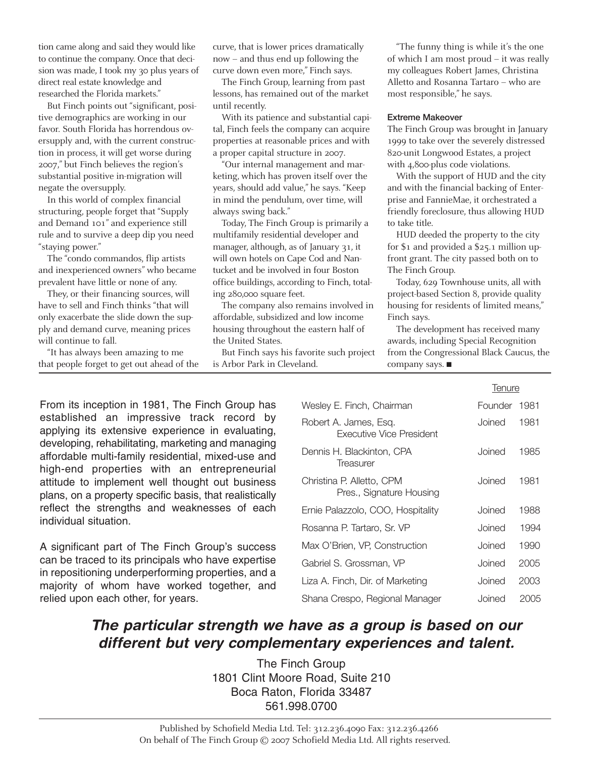tion came along and said they would like to continue the company. Once that decision was made, I took my 30 plus years of direct real estate knowledge and researched the Florida markets."

But Finch points out "significant, positive demographics are working in our favor. South Florida has horrendous oversupply and, with the current construction in process, it will get worse during 2007," but Finch believes the region's substantial positive in-migration will negate the oversupply.

In this world of complex financial structuring, people forget that "Supply and Demand 101" and experience still rule and to survive a deep dip you need "staying power."

The "condo commandos, flip artists and inexperienced owners" who became prevalent have little or none of any.

They, or their financing sources, will have to sell and Finch thinks "that will only exacerbate the slide down the supply and demand curve, meaning prices will continue to fall.

"It has always been amazing to me that people forget to get out ahead of the curve, that is lower prices dramatically now – and thus end up following the curve down even more," Finch says.

The Finch Group, learning from past lessons, has remained out of the market until recently.

With its patience and substantial capital, Finch feels the company can acquire properties at reasonable prices and with a proper capital structure in 2007.

"Our internal management and marketing, which has proven itself over the years, should add value," he says. "Keep in mind the pendulum, over time, will always swing back."

Today, The Finch Group is primarily a multifamily residential developer and manager, although, as of January 31, it will own hotels on Cape Cod and Nantucket and be involved in four Boston office buildings, according to Finch, totaling 280,000 square feet.

The company also remains involved in affordable, subsidized and low income housing throughout the eastern half of the United States.

But Finch says his favorite such project is Arbor Park in Cleveland.

"The funny thing is while it's the one of which I am most proud – it was really my colleagues Robert James, Christina Alletto and Rosanna Tartaro – who are most responsible," he says.

#### Extreme Makeover

The Finch Group was brought in January 1999 to take over the severely distressed 820-unit Longwood Estates, a project with 4,800-plus code violations.

With the support of HUD and the city and with the financial backing of Enterprise and FannieMae, it orchestrated a friendly foreclosure, thus allowing HUD to take title.

HUD deeded the property to the city for $1 and provided a $25.1 million upfront grant. The city passed both on to The Finch Group.

Today, 629 Townhouse units, all with project-based Section 8, provide quality housing for residents of limited means," Finch says.

The development has received many awards, including Special Recognition from the Congressional Black Caucus, the company says. ■

From its inception in 1981, The Finch Group has established an impressive track record by applying its extensive experience in evaluating, developing, rehabilitating, marketing and managing affordable multi-family residential, mixed-use and high-end properties with an entrepreneurial attitude to implement well thought out business plans, on a property specific basis, that realistically reflect the strengths and weaknesses of each individual situation.

A significant part of The Finch Group's success can be traced to its principals who have expertise in repositioning underperforming properties, and a majority of whom have worked together, and relied upon each other, for years.

| | Tenure | |
|---|---|---|
| Wesley E. Finch, Chairman | Founder | 1981 |
| Robert A. James, Esq. Executive Vice President | Joined | 1981 |
| Dennis H. Blackinton, CPA Treasurer | Joined | 1985 |
| Christina P. Alletto, CPM Pres., Signature Housing | Joined | 1981 |
| Ernie Palazzolo, COO, Hospitality | Joined | 1988 |
| Rosanna P. Tartaro, Sr. VP | Joined | 1994 |
| Max O'Brien, VP, Construction | Joined | 1990 |
| Gabriel S. Grossman, VP | Joined | 2005 |
| Liza A. Finch, Dir. of Marketing | Joined | 2003 |
| Shana Crespo, Regional Manager | Joined | 2005 |

***The particular strength we have as a group is based on our different but very complementary experiences and talent.***

The Finch Group
1801 Clint Moore Road, Suite 210
Boca Raton, Florida 33487
561.998.0700

Published by Schofield Media Ltd. Tel: 312.236.4090 Fax: 312.236.4266
On behalf of The Finch Group © 2007 Schofield Media Ltd. All rights reserved.